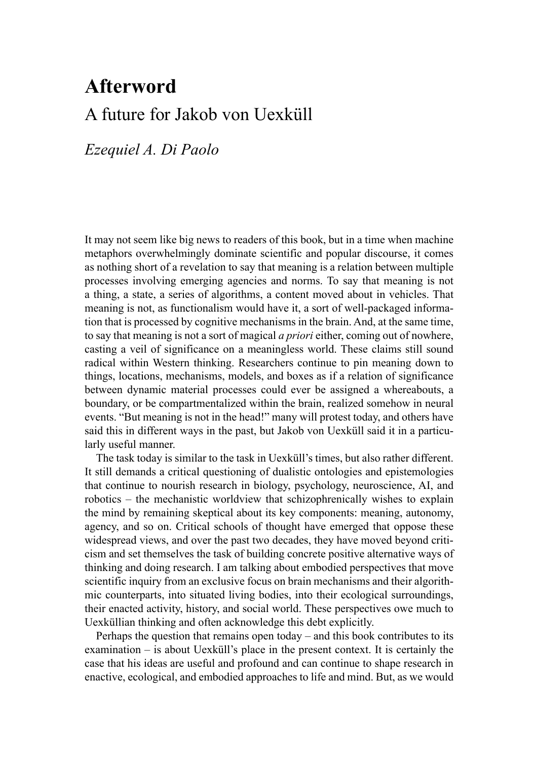# Afterword

## A future for Jakob von Uexküll

*Ezequiel A. Di Paolo*

It may not seem like big news to readers of this book, but in a time when machine metaphors overwhelmingly dominate scientific and popular discourse, it comes as nothing short of a revelation to say that meaning is a relation between multiple processes involving emerging agencies and norms. To say that meaning is not a thing, a state, a series of algorithms, a content moved about in vehicles. That meaning is not, as functionalism would have it, a sort of well-packaged information that is processed by cognitive mechanisms in the brain. And, at the same time, to say that meaning is not a sort of magical *a priori* either, coming out of nowhere, casting a veil of significance on a meaningless world. These claims still sound radical within Western thinking. Researchers continue to pin meaning down to things, locations, mechanisms, models, and boxes as if a relation of significance between dynamic material processes could ever be assigned a whereabouts, a boundary, or be compartmentalized within the brain, realized somehow in neural events. "But meaning is not in the head!" many will protest today, and others have said this in different ways in the past, but Jakob von Uexküll said it in a particularly useful manner.

The task today is similar to the task in Uexküll's times, but also rather different. It still demands a critical questioning of dualistic ontologies and epistemologies that continue to nourish research in biology, psychology, neuroscience, AI, and robotics – the mechanistic worldview that schizophrenically wishes to explain the mind by remaining skeptical about its key components: meaning, autonomy, agency, and so on. Critical schools of thought have emerged that oppose these widespread views, and over the past two decades, they have moved beyond criticism and set themselves the task of building concrete positive alternative ways of thinking and doing research. I am talking about embodied perspectives that move scientific inquiry from an exclusive focus on brain mechanisms and their algorithmic counterparts, into situated living bodies, into their ecological surroundings, their enacted activity, history, and social world. These perspectives owe much to Uexküllian thinking and often acknowledge this debt explicitly.

Perhaps the question that remains open today – and this book contributes to its examination – is about Uexküll's place in the present context. It is certainly the case that his ideas are useful and profound and can continue to shape research in enactive, ecological, and embodied approaches to life and mind. But, as we would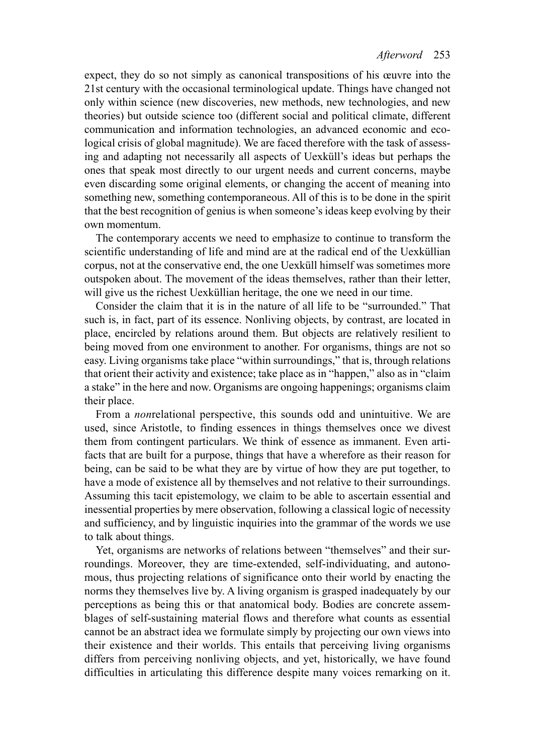expect, they do so not simply as canonical transpositions of his œuvre into the 21st century with the occasional terminological update. Things have changed not only within science (new discoveries, new methods, new technologies, and new theories) but outside science too (different social and political climate, different communication and information technologies, an advanced economic and ecological crisis of global magnitude). We are faced therefore with the task of assessing and adapting not necessarily all aspects of Uexküll's ideas but perhaps the ones that speak most directly to our urgent needs and current concerns, maybe even discarding some original elements, or changing the accent of meaning into something new, something contemporaneous. All of this is to be done in the spirit that the best recognition of genius is when someone's ideas keep evolving by their own momentum.

The contemporary accents we need to emphasize to continue to transform the scientific understanding of life and mind are at the radical end of the Uexküllian corpus, not at the conservative end, the one Uexküll himself was sometimes more outspoken about. The movement of the ideas themselves, rather than their letter, will give us the richest Uexküllian heritage, the one we need in our time.

Consider the claim that it is in the nature of all life to be "surrounded." That such is, in fact, part of its essence. Nonliving objects, by contrast, are located in place, encircled by relations around them. But objects are relatively resilient to being moved from one environment to another. For organisms, things are not so easy. Living organisms take place "within surroundings," that is, through relations that orient their activity and existence; take place as in "happen," also as in "claim a stake" in the here and now. Organisms are ongoing happenings; organisms claim their place.

From a *non*relational perspective, this sounds odd and unintuitive. We are used, since Aristotle, to finding essences in things themselves once we divest them from contingent particulars. We think of essence as immanent. Even artifacts that are built for a purpose, things that have a wherefore as their reason for being, can be said to be what they are by virtue of how they are put together, to have a mode of existence all by themselves and not relative to their surroundings. Assuming this tacit epistemology, we claim to be able to ascertain essential and inessential properties by mere observation, following a classical logic of necessity and sufficiency, and by linguistic inquiries into the grammar of the words we use to talk about things.

Yet, organisms are networks of relations between "themselves" and their surroundings. Moreover, they are time-extended, self-individuating, and autonomous, thus projecting relations of significance onto their world by enacting the norms they themselves live by. A living organism is grasped inadequately by our perceptions as being this or that anatomical body. Bodies are concrete assemblages of self-sustaining material flows and therefore what counts as essential cannot be an abstract idea we formulate simply by projecting our own views into their existence and their worlds. This entails that perceiving living organisms differs from perceiving nonliving objects, and yet, historically, we have found difficulties in articulating this difference despite many voices remarking on it.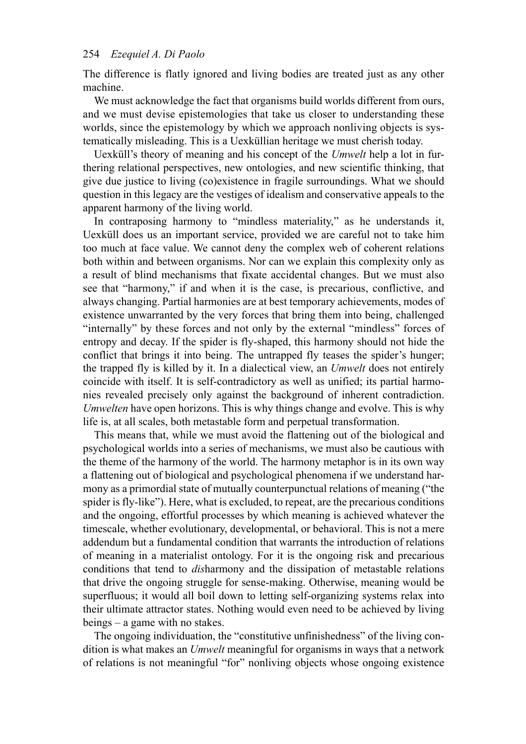The difference is flatly ignored and living bodies are treated just as any other machine.

We must acknowledge the fact that organisms build worlds different from ours, and we must devise epistemologies that take us closer to understanding these worlds, since the epistemology by which we approach nonliving objects is systematically misleading. This is a Uexküllian heritage we must cherish today.

Uexküll's theory of meaning and his concept of the *Umwelt* help a lot in furthering relational perspectives, new ontologies, and new scientific thinking, that give due justice to living (co)existence in fragile surroundings. What we should question in this legacy are the vestiges of idealism and conservative appeals to the apparent harmony of the living world.

In contraposing harmony to "mindless materiality," as he understands it, Uexküll does us an important service, provided we are careful not to take him too much at face value. We cannot deny the complex web of coherent relations both within and between organisms. Nor can we explain this complexity only as a result of blind mechanisms that fixate accidental changes. But we must also see that "harmony," if and when it is the case, is precarious, conflictive, and always changing. Partial harmonies are at best temporary achievements, modes of existence unwarranted by the very forces that bring them into being, challenged "internally" by these forces and not only by the external "mindless" forces of entropy and decay. If the spider is fly-shaped, this harmony should not hide the conflict that brings it into being. The untrapped fly teases the spider's hunger; the trapped fly is killed by it. In a dialectical view, an *Umwelt* does not entirely coincide with itself. It is self-contradictory as well as unified; its partial harmonies revealed precisely only against the background of inherent contradiction. *Umwelten* have open horizons. This is why things change and evolve. This is why life is, at all scales, both metastable form and perpetual transformation.

This means that, while we must avoid the flattening out of the biological and psychological worlds into a series of mechanisms, we must also be cautious with the theme of the harmony of the world. The harmony metaphor is in its own way a flattening out of biological and psychological phenomena if we understand harmony as a primordial state of mutually counterpunctual relations of meaning ("the spider is fly-like"). Here, what is excluded, to repeat, are the precarious conditions and the ongoing, effortful processes by which meaning is achieved whatever the timescale, whether evolutionary, developmental, or behavioral. This is not a mere addendum but a fundamental condition that warrants the introduction of relations of meaning in a materialist ontology. For it is the ongoing risk and precarious conditions that tend to *dis*harmony and the dissipation of metastable relations that drive the ongoing struggle for sense-making. Otherwise, meaning would be superfluous; it would all boil down to letting self-organizing systems relax into their ultimate attractor states. Nothing would even need to be achieved by living beings – a game with no stakes.

The ongoing individuation, the "constitutive unfinishedness" of the living condition is what makes an *Umwelt* meaningful for organisms in ways that a network of relations is not meaningful "for" nonliving objects whose ongoing existence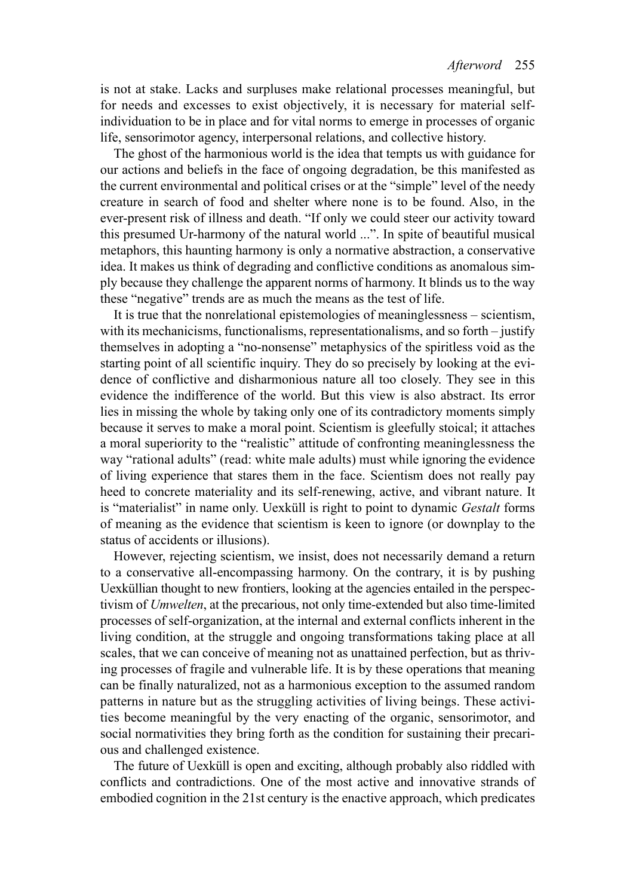is not at stake. Lacks and surpluses make relational processes meaningful, but for needs and excesses to exist objectively, it is necessary for material self-individuation to be in place and for vital norms to emerge in processes of organic life, sensorimotor agency, interpersonal relations, and collective history.

The ghost of the harmonious world is the idea that tempts us with guidance for our actions and beliefs in the face of ongoing degradation, be this manifested as the current environmental and political crises or at the "simple" level of the needy creature in search of food and shelter where none is to be found. Also, in the ever-present risk of illness and death. "If only we could steer our activity toward this presumed Ur-harmony of the natural world ...". In spite of beautiful musical metaphors, this haunting harmony is only a normative abstraction, a conservative idea. It makes us think of degrading and conflictive conditions as anomalous simply because they challenge the apparent norms of harmony. It blinds us to the way these "negative" trends are as much the means as the test of life.

It is true that the nonrelational epistemologies of meaninglessness – scientism, with its mechanicisms, functionalisms, representationalisms, and so forth – justify themselves in adopting a "no-nonsense" metaphysics of the spiritless void as the starting point of all scientific inquiry. They do so precisely by looking at the evidence of conflictive and disharmonious nature all too closely. They see in this evidence the indifference of the world. But this view is also abstract. Its error lies in missing the whole by taking only one of its contradictory moments simply because it serves to make a moral point. Scientism is gleefully stoical; it attaches a moral superiority to the "realistic" attitude of confronting meaninglessness the way "rational adults" (read: white male adults) must while ignoring the evidence of living experience that stares them in the face. Scientism does not really pay heed to concrete materiality and its self-renewing, active, and vibrant nature. It is "materialist" in name only. Uexküll is right to point to dynamic *Gestalt* forms of meaning as the evidence that scientism is keen to ignore (or downplay to the status of accidents or illusions).

However, rejecting scientism, we insist, does not necessarily demand a return to a conservative all-encompassing harmony. On the contrary, it is by pushing Uexküllian thought to new frontiers, looking at the agencies entailed in the perspectivism of *Umwelten*, at the precarious, not only time-extended but also time-limited processes of self-organization, at the internal and external conflicts inherent in the living condition, at the struggle and ongoing transformations taking place at all scales, that we can conceive of meaning not as unattained perfection, but as thriving processes of fragile and vulnerable life. It is by these operations that meaning can be finally naturalized, not as a harmonious exception to the assumed random patterns in nature but as the struggling activities of living beings. These activities become meaningful by the very enacting of the organic, sensorimotor, and social normativities they bring forth as the condition for sustaining their precarious and challenged existence.

The future of Uexküll is open and exciting, although probably also riddled with conflicts and contradictions. One of the most active and innovative strands of embodied cognition in the 21st century is the enactive approach, which predicates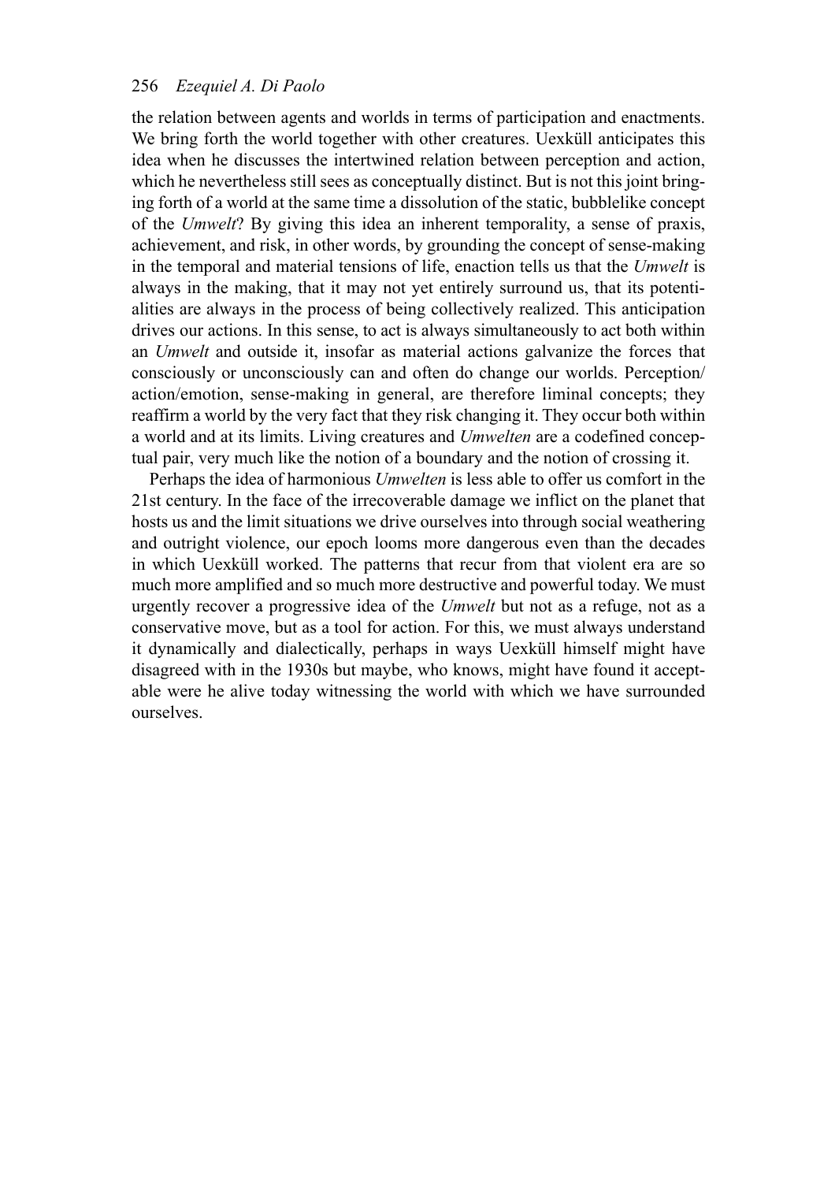the relation between agents and worlds in terms of participation and enactments. We bring forth the world together with other creatures. Uexküll anticipates this idea when he discusses the intertwined relation between perception and action, which he nevertheless still sees as conceptually distinct. But is not this joint bringing forth of a world at the same time a dissolution of the static, bubblelike concept of the *Umwelt*? By giving this idea an inherent temporality, a sense of praxis, achievement, and risk, in other words, by grounding the concept of sense-making in the temporal and material tensions of life, enaction tells us that the *Umwelt* is always in the making, that it may not yet entirely surround us, that its potentialities are always in the process of being collectively realized. This anticipation drives our actions. In this sense, to act is always simultaneously to act both within an *Umwelt* and outside it, insofar as material actions galvanize the forces that consciously or unconsciously can and often do change our worlds. Perception/action/emotion, sense-making in general, are therefore liminal concepts; they reaffirm a world by the very fact that they risk changing it. They occur both within a world and at its limits. Living creatures and *Umwelten* are a codefined conceptual pair, very much like the notion of a boundary and the notion of crossing it.

Perhaps the idea of harmonious *Umwelten* is less able to offer us comfort in the 21st century. In the face of the irrecoverable damage we inflict on the planet that hosts us and the limit situations we drive ourselves into through social weathering and outright violence, our epoch looms more dangerous even than the decades in which Uexküll worked. The patterns that recur from that violent era are so much more amplified and so much more destructive and powerful today. We must urgently recover a progressive idea of the *Umwelt* but not as a refuge, not as a conservative move, but as a tool for action. For this, we must always understand it dynamically and dialectically, perhaps in ways Uexküll himself might have disagreed with in the 1930s but maybe, who knows, might have found it acceptable were he alive today witnessing the world with which we have surrounded ourselves.